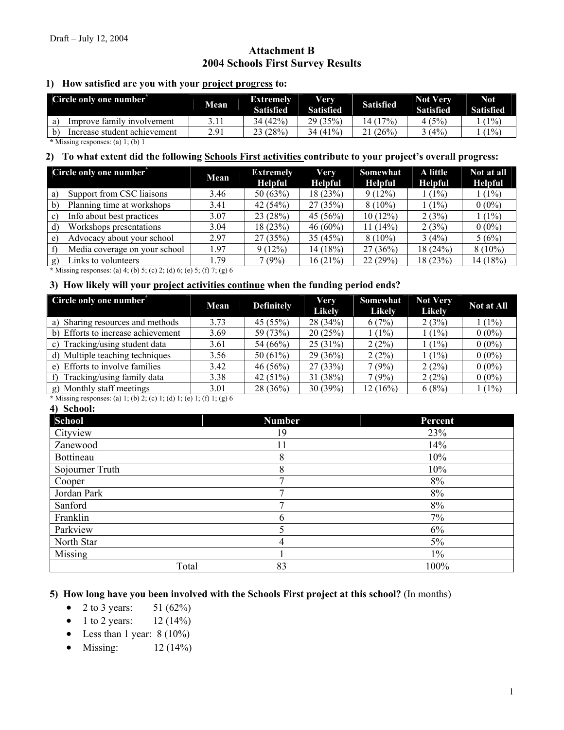Draft – July 12, 2004

# Attachment B
# 2004 Schools First Survey Results

### 1) How satisfied are you with your project progress to:

| Circle only one number* | Mean | Extremely Satisfied | Very Satisfied | Satisfied | Not Very Satisfied | Not Satisfied |
|---|---|---|---|---|---|---|
| a) Improve family involvement | 3.11 | 34 (42%) | 29 (35%) | 14 (17%) | 4 (5%) | 1 (1%) |
| b) Increase student achievement | 2.91 | 23 (28%) | 34 (41%) | 21 (26%) | 3 (4%) | 1 (1%) |

* Missing responses: (a) 1; (b) 1

### 2) To what extent did the following Schools First activities contribute to your project's overall progress:

| Circle only one number* | Mean | Extremely Helpful | Very Helpful | Somewhat Helpful | A little Helpful | Not at all Helpful |
|---|---|---|---|---|---|---|
| a) Support from CSC liaisons | 3.46 | 50 (63%) | 18 (23%) | 9 (12%) | 1 (1%) | 1 (1%) |
| b) Planning time at workshops | 3.41 | 42 (54%) | 27 (35%) | 8 (10%) | 1 (1%) | 0 (0%) |
| c) Info about best practices | 3.07 | 23 (28%) | 45 (56%) | 10 (12%) | 2 (3%) | 1 (1%) |
| d) Workshops presentations | 3.04 | 18 (23%) | 46 (60%) | 11 (14%) | 2 (3%) | 0 (0%) |
| e) Advocacy about your school | 2.97 | 27 (35%) | 35 (45%) | 8 (10%) | 3 (4%) | 5 (6%) |
| f) Media coverage on your school | 1.97 | 9 (12%) | 14 (18%) | 27 (36%) | 18 (24%) | 8 (10%) |
| g) Links to volunteers | 1.79 | 7 (9%) | 16 (21%) | 22 (29%) | 18 (23%) | 14 (18%) |

* Missing responses: (a) 4; (b) 5; (c) 2; (d) 6; (e) 5; (f) 7; (g) 6

### 3) How likely will your project activities continue when the funding period ends?

| Circle only one number* | Mean | Definitely | Very Likely | Somewhat Likely | Not Very Likely | Not at All |
|---|---|---|---|---|---|---|
| a) Sharing resources and methods | 3.73 | 45 (55%) | 28 (34%) | 6 (7%) | 2 (3%) | 1 (1%) |
| b) Efforts to increase achievement | 3.69 | 59 (73%) | 20 (25%) | 1 (1%) | 1 (1%) | 0 (0%) |
| c) Tracking/using student data | 3.61 | 54 (66%) | 25 (31%) | 2 (2%) | 1 (1%) | 0 (0%) |
| d) Multiple teaching techniques | 3.56 | 50 (61%) | 29 (36%) | 2 (2%) | 1 (1%) | 0 (0%) |
| e) Efforts to involve families | 3.42 | 46 (56%) | 27 (33%) | 7 (9%) | 2 (2%) | 0 (0%) |
| f) Tracking/using family data | 3.38 | 42 (51%) | 31 (38%) | 7 (9%) | 2 (2%) | 0 (0%) |
| g) Monthly staff meetings | 3.01 | 28 (36%) | 30 (39%) | 12 (16%) | 6 (8%) | 1 (1%) |

* Missing responses: (a) 1; (b) 2; (c) 1; (d) 1; (e) 1; (f) 1; (g) 6

### 4) School:

| School | Number | Percent |
|---|---|---|
| Cityview | 19 | 23% |
| Zanewood | 11 | 14% |
| Bottineau | 8 | 10% |
| Sojourner Truth | 8 | 10% |
| Cooper | 7 | 8% |
| Jordan Park | 7 | 8% |
| Sanford | 7 | 8% |
| Franklin | 6 | 7% |
| Parkview | 5 | 6% |
| North Star | 4 | 5% |
| Missing | 1 | 1% |
| Total | 83 | 100% |

### 5) How long have you been involved with the Schools First project at this school? (In months)

- 2 to 3 years: 51 (62%)
- 1 to 2 years: 12 (14%)
- Less than 1 year: 8 (10%)
- Missing: 12 (14%)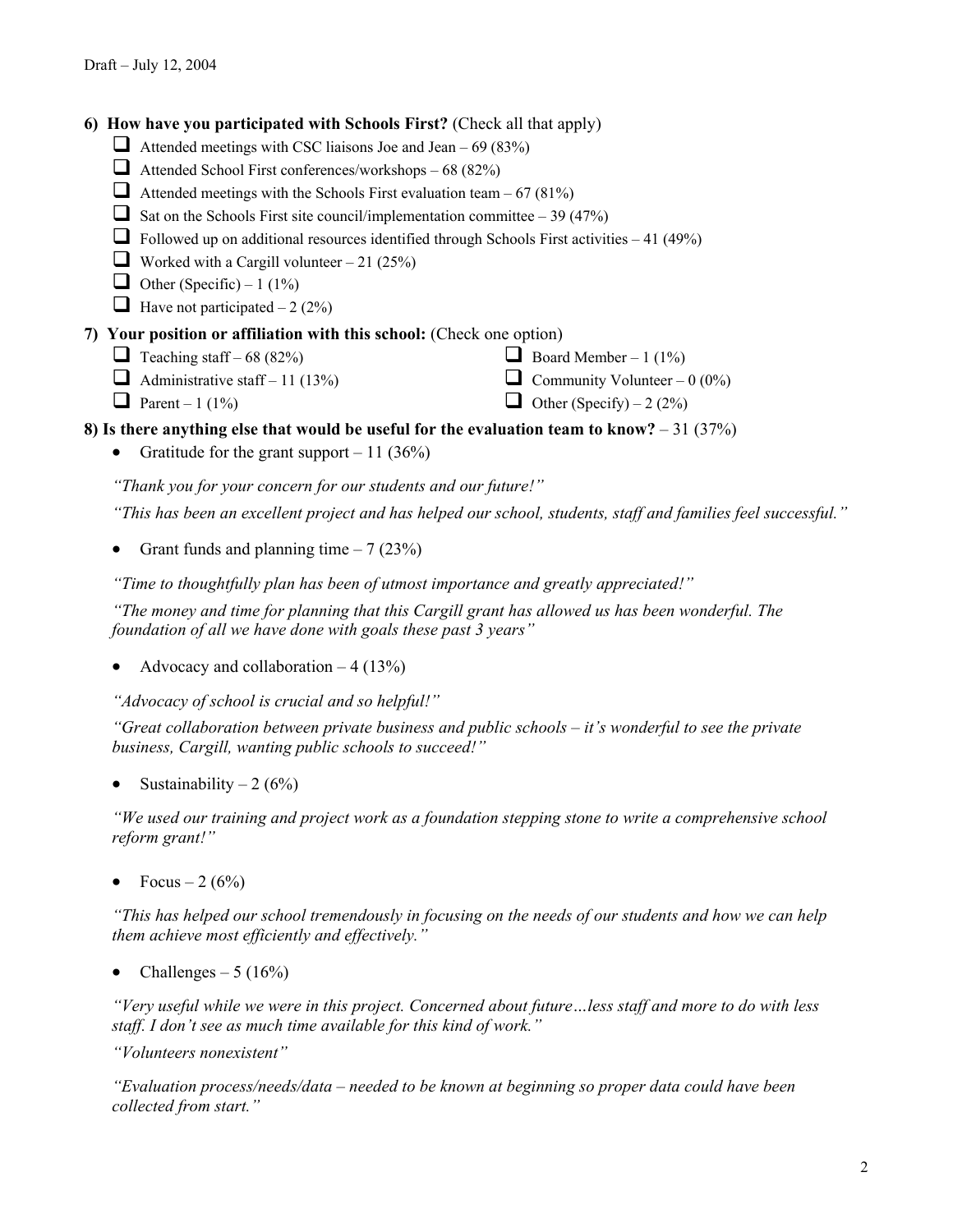Draft – July 12, 2004

**6) How have you participated with Schools First?** (Check all that apply)

- ❑ Attended meetings with CSC liaisons Joe and Jean – 69 (83%)
- ❑ Attended School First conferences/workshops – 68 (82%)
- ❑ Attended meetings with the Schools First evaluation team – 67 (81%)
- ❑ Sat on the Schools First site council/implementation committee – 39 (47%)
- ❑ Followed up on additional resources identified through Schools First activities – 41 (49%)
- ❑ Worked with a Cargill volunteer – 21 (25%)
- ❑ Other (Specific) – 1 (1%)
- ❑ Have not participated – 2 (2%)

**7) Your position or affiliation with this school:** (Check one option)

- ❑ Teaching staff – 68 (82%)
- ❑ Administrative staff – 11 (13%)
- ❑ Parent – 1 (1%)
- ❑ Board Member – 1 (1%)
- ❑ Community Volunteer – 0 (0%)
- ❑ Other (Specify) – 2 (2%)

**8) Is there anything else that would be useful for the evaluation team to know?** – 31 (37%)

- Gratitude for the grant support – 11 (36%)

*"Thank you for your concern for our students and our future!"*

*"This has been an excellent project and has helped our school, students, staff and families feel successful."*

- Grant funds and planning time – 7 (23%)

*"Time to thoughtfully plan has been of utmost importance and greatly appreciated!"*

*"The money and time for planning that this Cargill grant has allowed us has been wonderful. The foundation of all we have done with goals these past 3 years"*

- Advocacy and collaboration – 4 (13%)

*"Advocacy of school is crucial and so helpful!"*

*"Great collaboration between private business and public schools – it's wonderful to see the private business, Cargill, wanting public schools to succeed!"*

- Sustainability – 2 (6%)

*"We used our training and project work as a foundation stepping stone to write a comprehensive school reform grant!"*

- Focus – 2 (6%)

*"This has helped our school tremendously in focusing on the needs of our students and how we can help them achieve most efficiently and effectively."*

- Challenges – 5 (16%)

*"Very useful while we were in this project. Concerned about future…less staff and more to do with less staff. I don't see as much time available for this kind of work."*

*"Volunteers nonexistent"*

*"Evaluation process/needs/data – needed to be known at beginning so proper data could have been collected from start."*